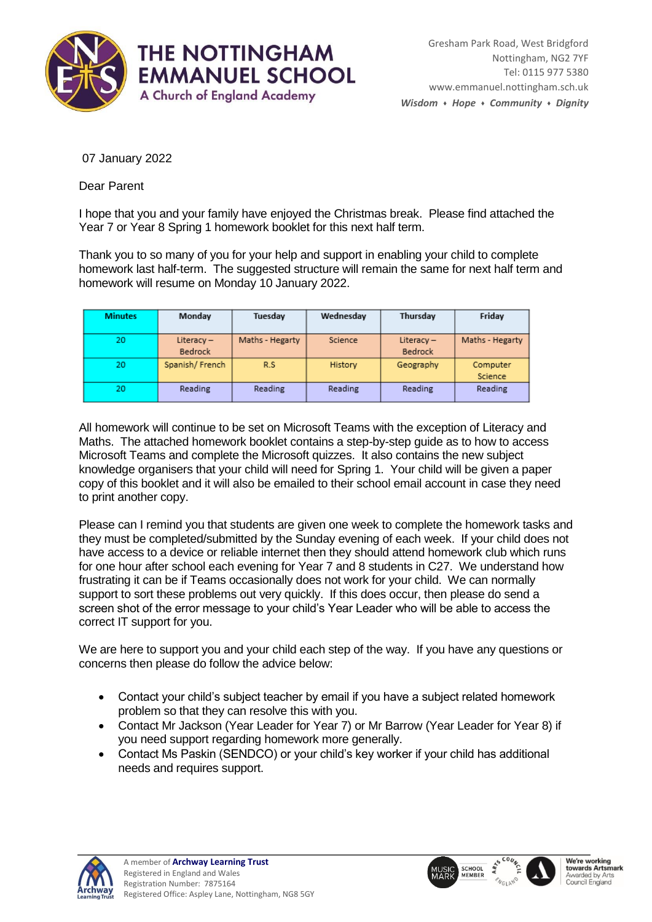# THE NOTTINGHAM EMMANUEL SCHOOL

A Church of England Academy

Gresham Park Road, West Bridgford
Nottingham, NG2 7YF
Tel: 0115 977 5380
www.emmanuel.nottingham.sch.uk
*Wisdom ♦ Hope ♦ Community ♦ Dignity*

07 January 2022

Dear Parent

I hope that you and your family have enjoyed the Christmas break. Please find attached the Year 7 or Year 8 Spring 1 homework booklet for this next half term.

Thank you to so many of you for your help and support in enabling your child to complete homework last half-term. The suggested structure will remain the same for next half term and homework will resume on Monday 10 January 2022.

| Minutes | Monday | Tuesday | Wednesday | Thursday | Friday |
|---|---|---|---|---|---|
| 20 | Literacy – Bedrock | Maths - Hegarty | Science | Literacy – Bedrock | Maths - Hegarty |
| 20 | Spanish/ French | R.S | History | Geography | Computer Science |
| 20 | Reading | Reading | Reading | Reading | Reading |

All homework will continue to be set on Microsoft Teams with the exception of Literacy and Maths. The attached homework booklet contains a step-by-step guide as to how to access Microsoft Teams and complete the Microsoft quizzes. It also contains the new subject knowledge organisers that your child will need for Spring 1. Your child will be given a paper copy of this booklet and it will also be emailed to their school email account in case they need to print another copy.

Please can I remind you that students are given one week to complete the homework tasks and they must be completed/submitted by the Sunday evening of each week. If your child does not have access to a device or reliable internet then they should attend homework club which runs for one hour after school each evening for Year 7 and 8 students in C27. We understand how frustrating it can be if Teams occasionally does not work for your child. We can normally support to sort these problems out very quickly. If this does occur, then please do send a screen shot of the error message to your child's Year Leader who will be able to access the correct IT support for you.

We are here to support you and your child each step of the way. If you have any questions or concerns then please do follow the advice below:

- Contact your child's subject teacher by email if you have a subject related homework problem so that they can resolve this with you.
- Contact Mr Jackson (Year Leader for Year 7) or Mr Barrow (Year Leader for Year 8) if you need support regarding homework more generally.
- Contact Ms Paskin (SENDCO) or your child's key worker if your child has additional needs and requires support.

A member of **Archway Learning Trust**
Registered in England and Wales
Registration Number: 7875164
Registered Office: Aspley Lane, Nottingham, NG8 5GY

We're working towards Artsmark
Awarded by Arts Council England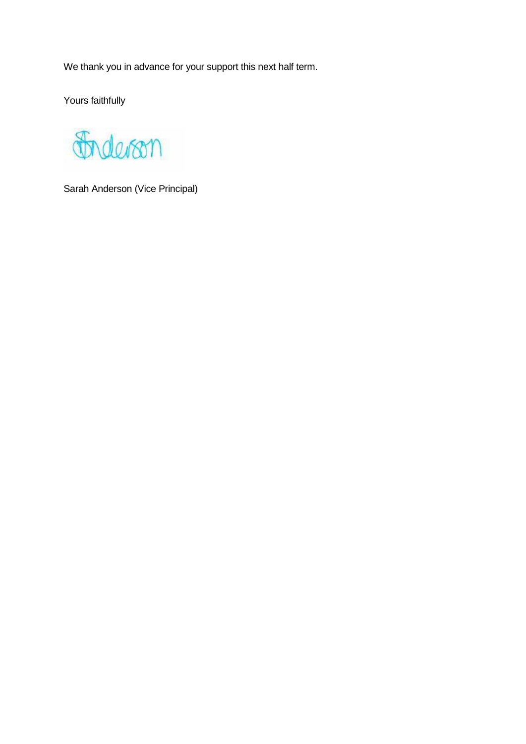We thank you in advance for your support this next half term.

Yours faithfully

Sarah Anderson (Vice Principal)